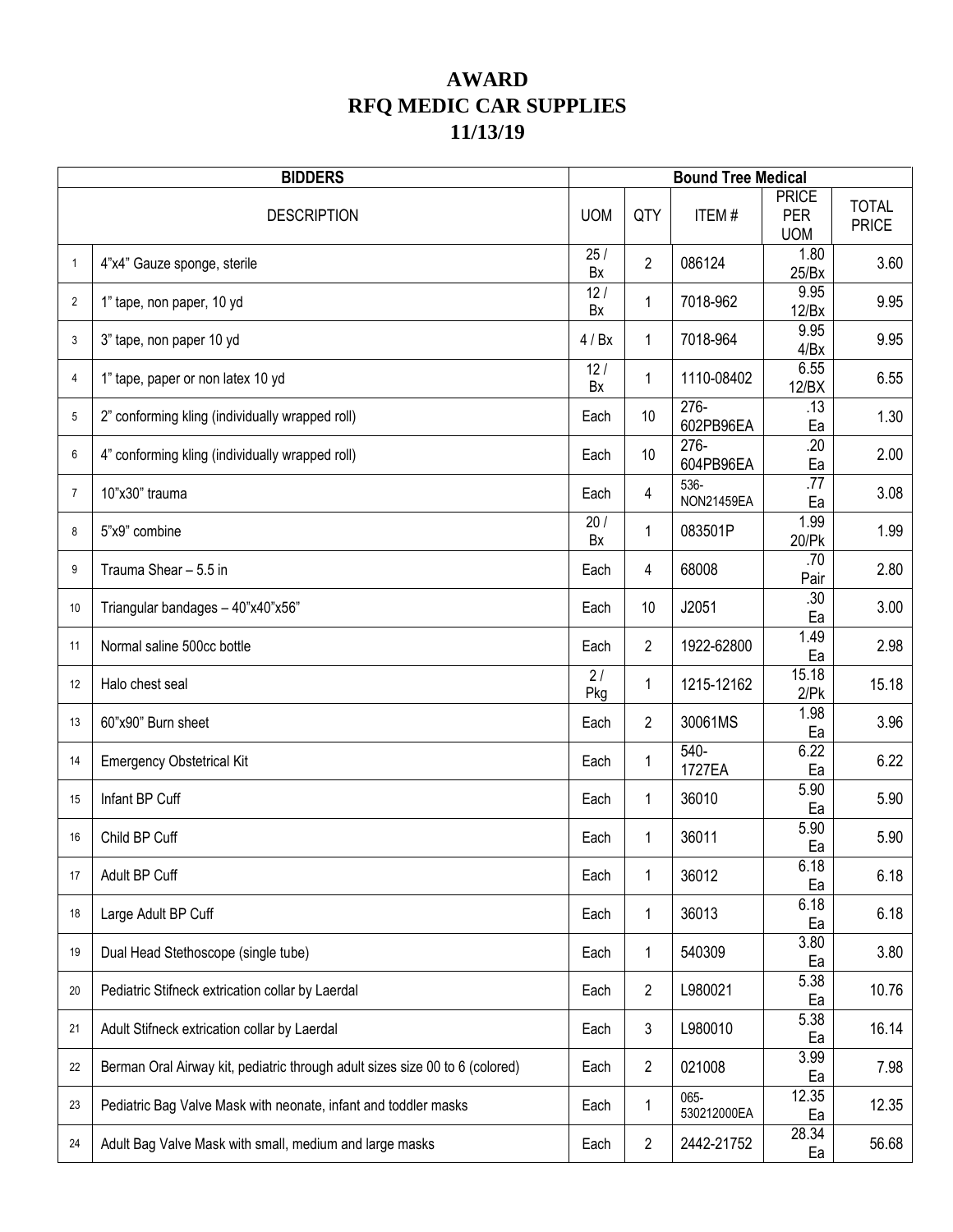# AWARD
# RFQ MEDIC CAR SUPPLIES
# 11/13/19

| BIDDERS | | Bound Tree Medical | | | | |
|---|---|---|---|---|---|---|
| | DESCRIPTION | UOM | QTY | ITEM # | PRICE PER UOM | TOTAL PRICE |
| 1 | 4"x4" Gauze sponge, sterile | 25 / Bx | 2 | 086124 | 1.80 25/Bx | 3.60 |
| 2 | 1" tape, non paper, 10 yd | 12 / Bx | 1 | 7018-962 | 9.95 12/Bx | 9.95 |
| 3 | 3" tape, non paper 10 yd | 4 / Bx | 1 | 7018-964 | 9.95 4/Bx | 9.95 |
| 4 | 1" tape, paper or non latex 10 yd | 12 / Bx | 1 | 1110-08402 | 6.55 12/BX | 6.55 |
| 5 | 2" conforming kling (individually wrapped roll) | Each | 10 | 276-602PB96EA | .13 Ea | 1.30 |
| 6 | 4" conforming kling (individually wrapped roll) | Each | 10 | 276-604PB96EA | .20 Ea | 2.00 |
| 7 | 10"x30" trauma | Each | 4 | 536-NON21459EA | .77 Ea | 3.08 |
| 8 | 5"x9" combine | 20 / Bx | 1 | 083501P | 1.99 20/Pk | 1.99 |
| 9 | Trauma Shear – 5.5 in | Each | 4 | 68008 | .70 Pair | 2.80 |
| 10 | Triangular bandages – 40"x40"x56" | Each | 10 | J2051 | .30 Ea | 3.00 |
| 11 | Normal saline 500cc bottle | Each | 2 | 1922-62800 | 1.49 Ea | 2.98 |
| 12 | Halo chest seal | 2 / Pkg | 1 | 1215-12162 | 15.18 2/Pk | 15.18 |
| 13 | 60"x90" Burn sheet | Each | 2 | 30061MS | 1.98 Ea | 3.96 |
| 14 | Emergency Obstetrical Kit | Each | 1 | 540-1727EA | 6.22 Ea | 6.22 |
| 15 | Infant BP Cuff | Each | 1 | 36010 | 5.90 Ea | 5.90 |
| 16 | Child BP Cuff | Each | 1 | 36011 | 5.90 Ea | 5.90 |
| 17 | Adult BP Cuff | Each | 1 | 36012 | 6.18 Ea | 6.18 |
| 18 | Large Adult BP Cuff | Each | 1 | 36013 | 6.18 Ea | 6.18 |
| 19 | Dual Head Stethoscope (single tube) | Each | 1 | 540309 | 3.80 Ea | 3.80 |
| 20 | Pediatric Stifneck extrication collar by Laerdal | Each | 2 | L980021 | 5.38 Ea | 10.76 |
| 21 | Adult Stifneck extrication collar by Laerdal | Each | 3 | L980010 | 5.38 Ea | 16.14 |
| 22 | Berman Oral Airway kit, pediatric through adult sizes size 00 to 6 (colored) | Each | 2 | 021008 | 3.99 Ea | 7.98 |
| 23 | Pediatric Bag Valve Mask with neonate, infant and toddler masks | Each | 1 | 065-530212000EA | 12.35 Ea | 12.35 |
| 24 | Adult Bag Valve Mask with small, medium and large masks | Each | 2 | 2442-21752 | 28.34 Ea | 56.68 |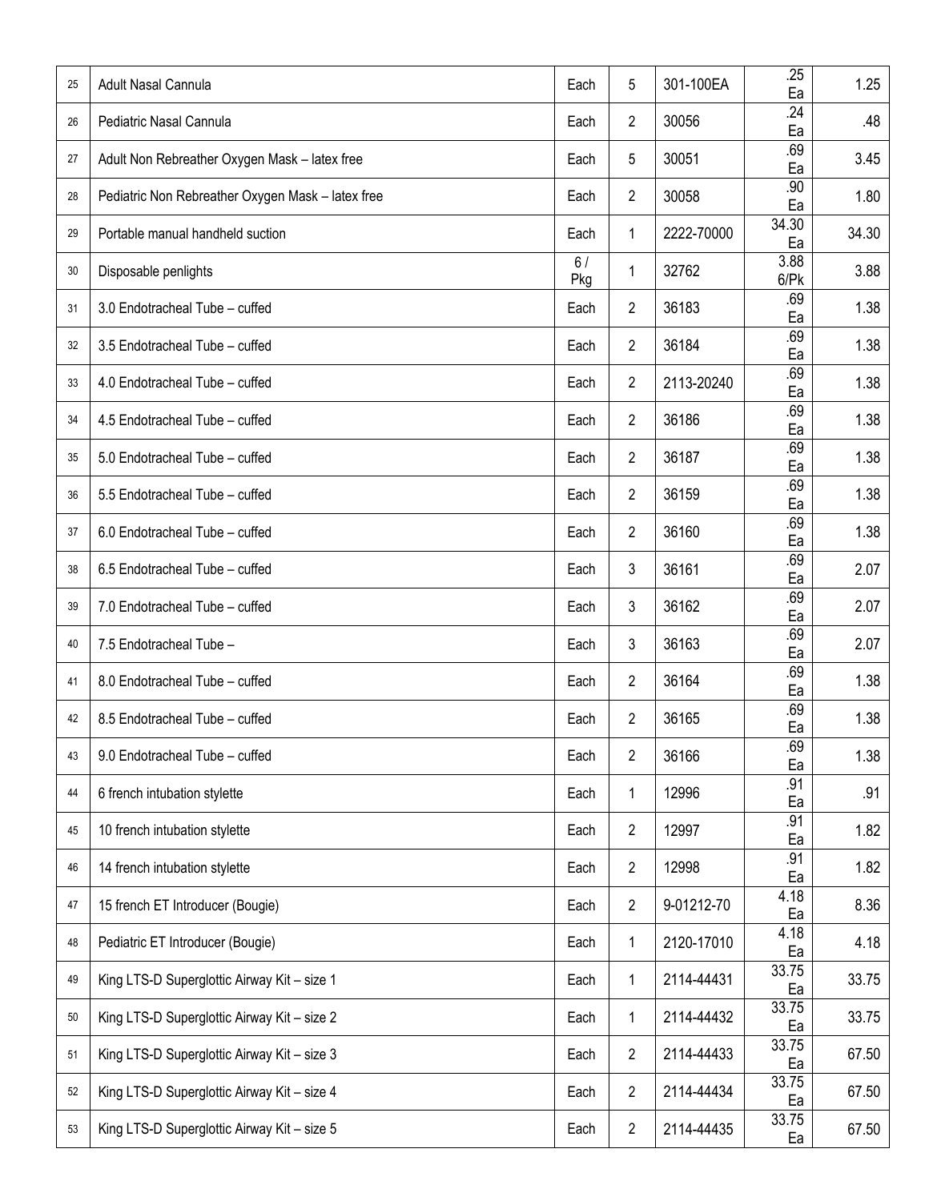| 25 | Adult Nasal Cannula | Each | 5 | 301-100EA | .25 Ea | 1.25 |
|---|---|---|---|---|---|---|
| 26 | Pediatric Nasal Cannula | Each | 2 | 30056 | .24 Ea | .48 |
| 27 | Adult Non Rebreather Oxygen Mask – latex free | Each | 5 | 30051 | .69 Ea | 3.45 |
| 28 | Pediatric Non Rebreather Oxygen Mask – latex free | Each | 2 | 30058 | .90 Ea | 1.80 |
| 29 | Portable manual handheld suction | Each | 1 | 2222-70000 | 34.30 Ea | 34.30 |
| 30 | Disposable penlights | 6 / Pkg | 1 | 32762 | 3.88 6/Pk | 3.88 |
| 31 | 3.0 Endotracheal Tube – cuffed | Each | 2 | 36183 | .69 Ea | 1.38 |
| 32 | 3.5 Endotracheal Tube – cuffed | Each | 2 | 36184 | .69 Ea | 1.38 |
| 33 | 4.0 Endotracheal Tube – cuffed | Each | 2 | 2113-20240 | .69 Ea | 1.38 |
| 34 | 4.5 Endotracheal Tube – cuffed | Each | 2 | 36186 | .69 Ea | 1.38 |
| 35 | 5.0 Endotracheal Tube – cuffed | Each | 2 | 36187 | .69 Ea | 1.38 |
| 36 | 5.5 Endotracheal Tube – cuffed | Each | 2 | 36159 | .69 Ea | 1.38 |
| 37 | 6.0 Endotracheal Tube – cuffed | Each | 2 | 36160 | .69 Ea | 1.38 |
| 38 | 6.5 Endotracheal Tube – cuffed | Each | 3 | 36161 | .69 Ea | 2.07 |
| 39 | 7.0 Endotracheal Tube – cuffed | Each | 3 | 36162 | .69 Ea | 2.07 |
| 40 | 7.5 Endotracheal Tube – | Each | 3 | 36163 | .69 Ea | 2.07 |
| 41 | 8.0 Endotracheal Tube – cuffed | Each | 2 | 36164 | .69 Ea | 1.38 |
| 42 | 8.5 Endotracheal Tube – cuffed | Each | 2 | 36165 | .69 Ea | 1.38 |
| 43 | 9.0 Endotracheal Tube – cuffed | Each | 2 | 36166 | .69 Ea | 1.38 |
| 44 | 6 french intubation stylette | Each | 1 | 12996 | .91 Ea | .91 |
| 45 | 10 french intubation stylette | Each | 2 | 12997 | .91 Ea | 1.82 |
| 46 | 14 french intubation stylette | Each | 2 | 12998 | .91 Ea | 1.82 |
| 47 | 15 french ET Introducer (Bougie) | Each | 2 | 9-01212-70 | 4.18 Ea | 8.36 |
| 48 | Pediatric ET Introducer (Bougie) | Each | 1 | 2120-17010 | 4.18 Ea | 4.18 |
| 49 | King LTS-D Superglottic Airway Kit – size 1 | Each | 1 | 2114-44431 | 33.75 Ea | 33.75 |
| 50 | King LTS-D Superglottic Airway Kit – size 2 | Each | 1 | 2114-44432 | 33.75 Ea | 33.75 |
| 51 | King LTS-D Superglottic Airway Kit – size 3 | Each | 2 | 2114-44433 | 33.75 Ea | 67.50 |
| 52 | King LTS-D Superglottic Airway Kit – size 4 | Each | 2 | 2114-44434 | 33.75 Ea | 67.50 |
| 53 | King LTS-D Superglottic Airway Kit – size 5 | Each | 2 | 2114-44435 | 33.75 Ea | 67.50 |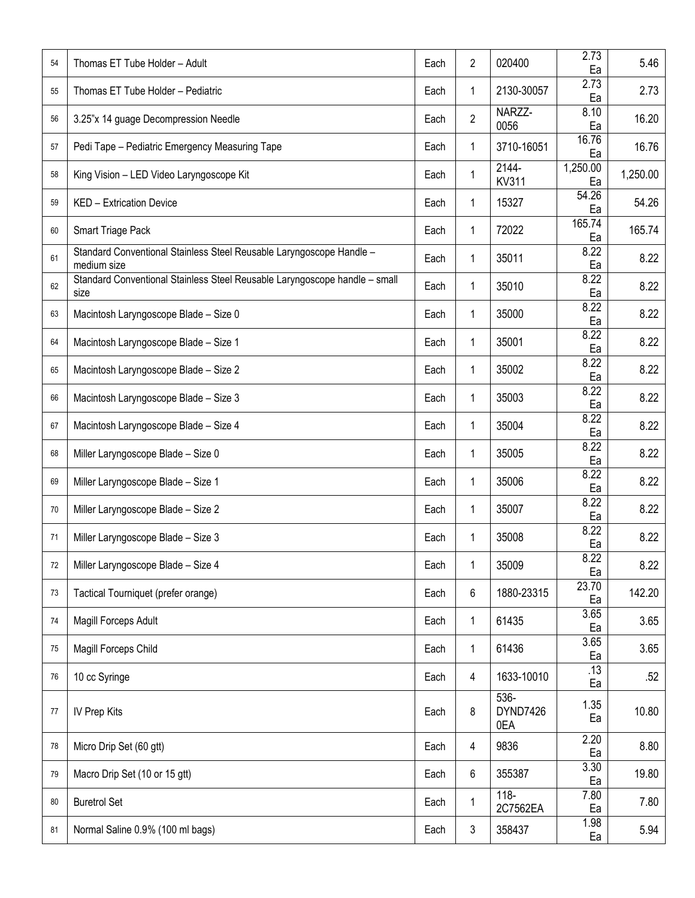| 54 | Thomas ET Tube Holder – Adult | Each | 2 | 020400 | 2.73 Ea | 5.46 |
|---|---|---|---|---|---|---|
| 55 | Thomas ET Tube Holder – Pediatric | Each | 1 | 2130-30057 | 2.73 Ea | 2.73 |
| 56 | 3.25"x 14 guage Decompression Needle | Each | 2 | NARZZ-0056 | 8.10 Ea | 16.20 |
| 57 | Pedi Tape – Pediatric Emergency Measuring Tape | Each | 1 | 3710-16051 | 16.76 Ea | 16.76 |
| 58 | King Vision – LED Video Laryngoscope Kit | Each | 1 | 2144-KV311 | 1,250.00 Ea | 1,250.00 |
| 59 | KED – Extrication Device | Each | 1 | 15327 | 54.26 Ea | 54.26 |
| 60 | Smart Triage Pack | Each | 1 | 72022 | 165.74 Ea | 165.74 |
| 61 | Standard Conventional Stainless Steel Reusable Laryngoscope Handle – medium size | Each | 1 | 35011 | 8.22 Ea | 8.22 |
| 62 | Standard Conventional Stainless Steel Reusable Laryngoscope handle – small size | Each | 1 | 35010 | 8.22 Ea | 8.22 |
| 63 | Macintosh Laryngoscope Blade – Size 0 | Each | 1 | 35000 | 8.22 Ea | 8.22 |
| 64 | Macintosh Laryngoscope Blade – Size 1 | Each | 1 | 35001 | 8.22 Ea | 8.22 |
| 65 | Macintosh Laryngoscope Blade – Size 2 | Each | 1 | 35002 | 8.22 Ea | 8.22 |
| 66 | Macintosh Laryngoscope Blade – Size 3 | Each | 1 | 35003 | 8.22 Ea | 8.22 |
| 67 | Macintosh Laryngoscope Blade – Size 4 | Each | 1 | 35004 | 8.22 Ea | 8.22 |
| 68 | Miller Laryngoscope Blade – Size 0 | Each | 1 | 35005 | 8.22 Ea | 8.22 |
| 69 | Miller Laryngoscope Blade – Size 1 | Each | 1 | 35006 | 8.22 Ea | 8.22 |
| 70 | Miller Laryngoscope Blade – Size 2 | Each | 1 | 35007 | 8.22 Ea | 8.22 |
| 71 | Miller Laryngoscope Blade – Size 3 | Each | 1 | 35008 | 8.22 Ea | 8.22 |
| 72 | Miller Laryngoscope Blade – Size 4 | Each | 1 | 35009 | 8.22 Ea | 8.22 |
| 73 | Tactical Tourniquet (prefer orange) | Each | 6 | 1880-23315 | 23.70 Ea | 142.20 |
| 74 | Magill Forceps Adult | Each | 1 | 61435 | 3.65 Ea | 3.65 |
| 75 | Magill Forceps Child | Each | 1 | 61436 | 3.65 Ea | 3.65 |
| 76 | 10 cc Syringe | Each | 4 | 1633-10010 | .13 Ea | .52 |
| 77 | IV Prep Kits | Each | 8 | 536-DYND74260EA | 1.35 Ea | 10.80 |
| 78 | Micro Drip Set (60 gtt) | Each | 4 | 9836 | 2.20 Ea | 8.80 |
| 79 | Macro Drip Set (10 or 15 gtt) | Each | 6 | 355387 | 3.30 Ea | 19.80 |
| 80 | Buretrol Set | Each | 1 | 118-2C7562EA | 7.80 Ea | 7.80 |
| 81 | Normal Saline 0.9% (100 ml bags) | Each | 3 | 358437 | 1.98 Ea | 5.94 |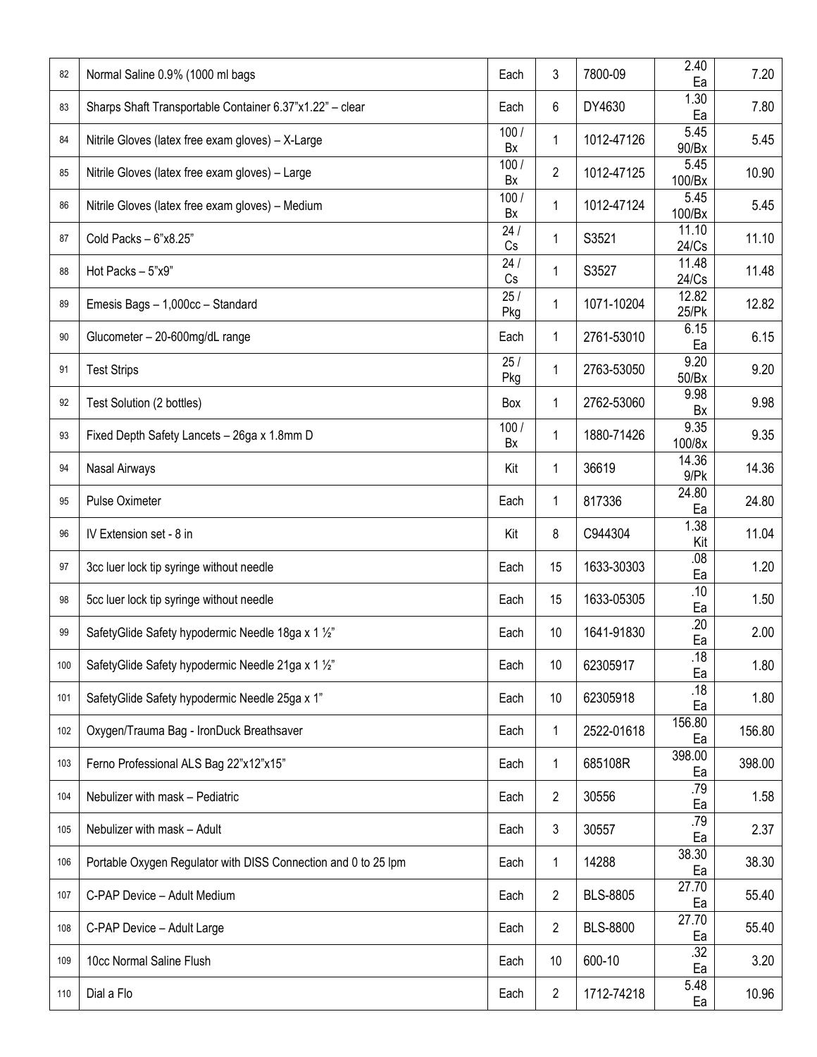| 82 | Normal Saline 0.9% (1000 ml bags | Each | 3 | 7800-09 | 2.40 Ea | 7.20 |
|---|---|---|---|---|---|---|
| 83 | Sharps Shaft Transportable Container 6.37"x1.22" – clear | Each | 6 | DY4630 | 1.30 Ea | 7.80 |
| 84 | Nitrile Gloves (latex free exam gloves) – X-Large | 100 / Bx | 1 | 1012-47126 | 5.45 90/Bx | 5.45 |
| 85 | Nitrile Gloves (latex free exam gloves) – Large | 100 / Bx | 2 | 1012-47125 | 5.45 100/Bx | 10.90 |
| 86 | Nitrile Gloves (latex free exam gloves) – Medium | 100 / Bx | 1 | 1012-47124 | 5.45 100/Bx | 5.45 |
| 87 | Cold Packs – 6"x8.25" | 24 / Cs | 1 | S3521 | 11.10 24/Cs | 11.10 |
| 88 | Hot Packs – 5"x9" | 24 / Cs | 1 | S3527 | 11.48 24/Cs | 11.48 |
| 89 | Emesis Bags – 1,000cc – Standard | 25 / Pkg | 1 | 1071-10204 | 12.82 25/Pk | 12.82 |
| 90 | Glucometer – 20-600mg/dL range | Each | 1 | 2761-53010 | 6.15 Ea | 6.15 |
| 91 | Test Strips | 25 / Pkg | 1 | 2763-53050 | 9.20 50/Bx | 9.20 |
| 92 | Test Solution (2 bottles) | Box | 1 | 2762-53060 | 9.98 Bx | 9.98 |
| 93 | Fixed Depth Safety Lancets – 26ga x 1.8mm D | 100 / Bx | 1 | 1880-71426 | 9.35 100/8x | 9.35 |
| 94 | Nasal Airways | Kit | 1 | 36619 | 14.36 9/Pk | 14.36 |
| 95 | Pulse Oximeter | Each | 1 | 817336 | 24.80 Ea | 24.80 |
| 96 | IV Extension set - 8 in | Kit | 8 | C944304 | 1.38 Kit | 11.04 |
| 97 | 3cc luer lock tip syringe without needle | Each | 15 | 1633-30303 | .08 Ea | 1.20 |
| 98 | 5cc luer lock tip syringe without needle | Each | 15 | 1633-05305 | .10 Ea | 1.50 |
| 99 | SafetyGlide Safety hypodermic Needle 18ga x 1 ½" | Each | 10 | 1641-91830 | .20 Ea | 2.00 |
| 100 | SafetyGlide Safety hypodermic Needle 21ga x 1 ½" | Each | 10 | 62305917 | .18 Ea | 1.80 |
| 101 | SafetyGlide Safety hypodermic Needle 25ga x 1" | Each | 10 | 62305918 | .18 Ea | 1.80 |
| 102 | Oxygen/Trauma Bag - IronDuck Breathsaver | Each | 1 | 2522-01618 | 156.80 Ea | 156.80 |
| 103 | Ferno Professional ALS Bag 22"x12"x15" | Each | 1 | 685108R | 398.00 Ea | 398.00 |
| 104 | Nebulizer with mask – Pediatric | Each | 2 | 30556 | .79 Ea | 1.58 |
| 105 | Nebulizer with mask – Adult | Each | 3 | 30557 | .79 Ea | 2.37 |
| 106 | Portable Oxygen Regulator with DISS Connection and 0 to 25 lpm | Each | 1 | 14288 | 38.30 Ea | 38.30 |
| 107 | C-PAP Device – Adult Medium | Each | 2 | BLS-8805 | 27.70 Ea | 55.40 |
| 108 | C-PAP Device – Adult Large | Each | 2 | BLS-8800 | 27.70 Ea | 55.40 |
| 109 | 10cc Normal Saline Flush | Each | 10 | 600-10 | .32 Ea | 3.20 |
| 110 | Dial a Flo | Each | 2 | 1712-74218 | 5.48 Ea | 10.96 |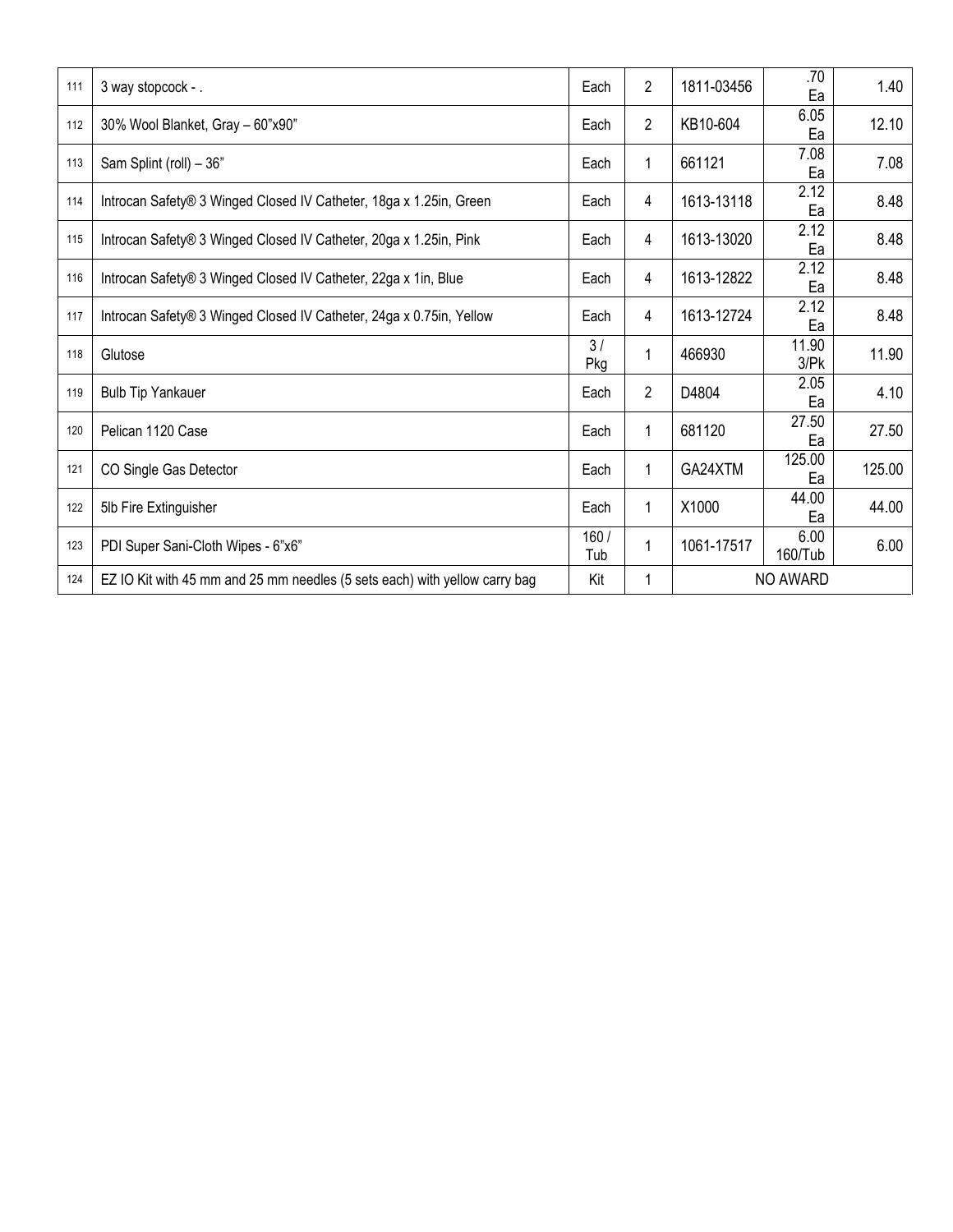| | | | | | | |
|---|---|---|---|---|---|---|
| 111 | 3 way stopcock - . | Each | 2 | 1811-03456 | .70 Ea | 1.40 |
| 112 | 30% Wool Blanket, Gray – 60"x90" | Each | 2 | KB10-604 | 6.05 Ea | 12.10 |
| 113 | Sam Splint (roll) – 36" | Each | 1 | 661121 | 7.08 Ea | 7.08 |
| 114 | Introcan Safety® 3 Winged Closed IV Catheter, 18ga x 1.25in, Green | Each | 4 | 1613-13118 | 2.12 Ea | 8.48 |
| 115 | Introcan Safety® 3 Winged Closed IV Catheter, 20ga x 1.25in, Pink | Each | 4 | 1613-13020 | 2.12 Ea | 8.48 |
| 116 | Introcan Safety® 3 Winged Closed IV Catheter, 22ga x 1in, Blue | Each | 4 | 1613-12822 | 2.12 Ea | 8.48 |
| 117 | Introcan Safety® 3 Winged Closed IV Catheter, 24ga x 0.75in, Yellow | Each | 4 | 1613-12724 | 2.12 Ea | 8.48 |
| 118 | Glutose | 3 / Pkg | 1 | 466930 | 11.90 3/Pk | 11.90 |
| 119 | Bulb Tip Yankauer | Each | 2 | D4804 | 2.05 Ea | 4.10 |
| 120 | Pelican 1120 Case | Each | 1 | 681120 | 27.50 Ea | 27.50 |
| 121 | CO Single Gas Detector | Each | 1 | GA24XTM | 125.00 Ea | 125.00 |
| 122 | 5lb Fire Extinguisher | Each | 1 | X1000 | 44.00 Ea | 44.00 |
| 123 | PDI Super Sani-Cloth Wipes - 6"x6" | 160 / Tub | 1 | 1061-17517 | 6.00 160/Tub | 6.00 |
| 124 | EZ IO Kit with 45 mm and 25 mm needles (5 sets each) with yellow carry bag | Kit | 1 | NO AWARD | | |